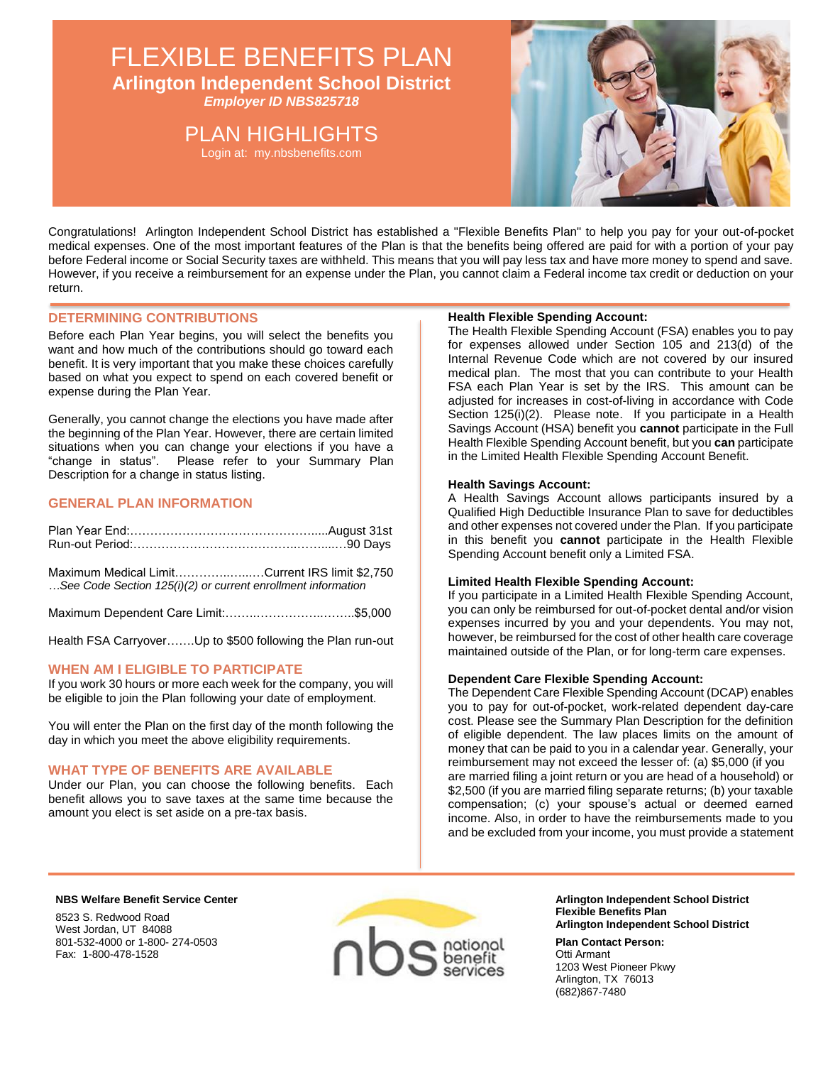# FLEXIBLE BENEFITS PLAN

## Arlington Independent School District

*Employer ID NBS825718*

## PLAN HIGHLIGHTS

Login at: my.nbsbenefits.com

Congratulations! Arlington Independent School District has established a "Flexible Benefits Plan" to help you pay for your out-of-pocket medical expenses. One of the most important features of the Plan is that the benefits being offered are paid for with a portion of your pay before Federal income or Social Security taxes are withheld. This means that you will pay less tax and have more money to spend and save. However, if you receive a reimbursement for an expense under the Plan, you cannot claim a Federal income tax credit or deduction on your return.

### DETERMINING CONTRIBUTIONS

Before each Plan Year begins, you will select the benefits you want and how much of the contributions should go toward each benefit. It is very important that you make these choices carefully based on what you expect to spend on each covered benefit or expense during the Plan Year.

Generally, you cannot change the elections you have made after the beginning of the Plan Year. However, there are certain limited situations when you can change your elections if you have a "change in status". Please refer to your Summary Plan Description for a change in status listing.

### GENERAL PLAN INFORMATION

Plan Year End:…………………………………………......August 31st
Run-out Period:………………………………….……....…90 Days

Maximum Medical Limit………….…..…Current IRS limit $2,750
*…See Code Section 125(i)(2) or current enrollment information*

Maximum Dependent Care Limit:……..……………..……..$5,000

Health FSA Carryover…….Up to $500 following the Plan run-out

### WHEN AM I ELIGIBLE TO PARTICIPATE

If you work 30 hours or more each week for the company, you will be eligible to join the Plan following your date of employment.

You will enter the Plan on the first day of the month following the day in which you meet the above eligibility requirements.

### WHAT TYPE OF BENEFITS ARE AVAILABLE

Under our Plan, you can choose the following benefits. Each benefit allows you to save taxes at the same time because the amount you elect is set aside on a pre-tax basis.

**Health Flexible Spending Account:**
The Health Flexible Spending Account (FSA) enables you to pay for expenses allowed under Section 105 and 213(d) of the Internal Revenue Code which are not covered by our insured medical plan. The most that you can contribute to your Health FSA each Plan Year is set by the IRS. This amount can be adjusted for increases in cost-of-living in accordance with Code Section 125(i)(2). Please note. If you participate in a Health Savings Account (HSA) benefit you **cannot** participate in the Full Health Flexible Spending Account benefit, but you **can** participate in the Limited Health Flexible Spending Account Benefit.

**Health Savings Account:**
A Health Savings Account allows participants insured by a Qualified High Deductible Insurance Plan to save for deductibles and other expenses not covered under the Plan. If you participate in this benefit you **cannot** participate in the Health Flexible Spending Account benefit only a Limited FSA.

**Limited Health Flexible Spending Account:**
If you participate in a Limited Health Flexible Spending Account, you can only be reimbursed for out-of-pocket dental and/or vision expenses incurred by you and your dependents. You may not, however, be reimbursed for the cost of other health care coverage maintained outside of the Plan, or for long-term care expenses.

**Dependent Care Flexible Spending Account:**
The Dependent Care Flexible Spending Account (DCAP) enables you to pay for out-of-pocket, work-related dependent day-care cost. Please see the Summary Plan Description for the definition of eligible dependent. The law places limits on the amount of money that can be paid to you in a calendar year. Generally, your reimbursement may not exceed the lesser of: (a) $5,000 (if you are married filing a joint return or you are head of a household) or $2,500 (if you are married filing separate returns; (b) your taxable compensation; (c) your spouse's actual or deemed earned income. Also, in order to have the reimbursements made to you and be excluded from your income, you must provide a statement

**NBS Welfare Benefit Service Center**
8523 S. Redwood Road
West Jordan, UT 84088
801-532-4000 or 1-800- 274-0503
Fax: 1-800-478-1528

nbs national benefit services

**Arlington Independent School District**
**Flexible Benefits Plan**
**Arlington Independent School District**

**Plan Contact Person:**
Otti Armant
1203 West Pioneer Pkwy
Arlington, TX 76013
(682)867-7480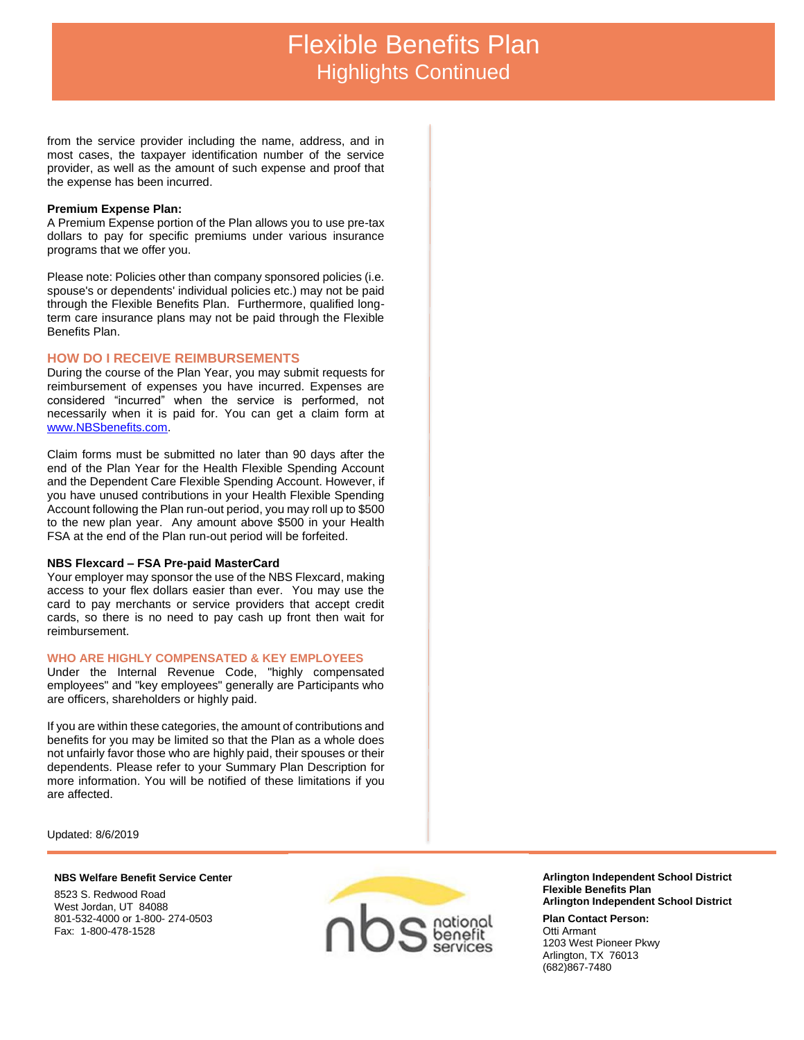# Flexible Benefits Plan
## Highlights Continued

from the service provider including the name, address, and in most cases, the taxpayer identification number of the service provider, as well as the amount of such expense and proof that the expense has been incurred.

**Premium Expense Plan:**
A Premium Expense portion of the Plan allows you to use pre-tax dollars to pay for specific premiums under various insurance programs that we offer you.

Please note: Policies other than company sponsored policies (i.e. spouse's or dependents' individual policies etc.) may not be paid through the Flexible Benefits Plan. Furthermore, qualified long-term care insurance plans may not be paid through the Flexible Benefits Plan.

### HOW DO I RECEIVE REIMBURSEMENTS

During the course of the Plan Year, you may submit requests for reimbursement of expenses you have incurred. Expenses are considered "incurred" when the service is performed, not necessarily when it is paid for. You can get a claim form at [www.NBSbenefits.com](http://www.NBSbenefits.com).

Claim forms must be submitted no later than 90 days after the end of the Plan Year for the Health Flexible Spending Account and the Dependent Care Flexible Spending Account. However, if you have unused contributions in your Health Flexible Spending Account following the Plan run-out period, you may roll up to $500 to the new plan year. Any amount above $500 in your Health FSA at the end of the Plan run-out period will be forfeited.

**NBS Flexcard – FSA Pre-paid MasterCard**
Your employer may sponsor the use of the NBS Flexcard, making access to your flex dollars easier than ever. You may use the card to pay merchants or service providers that accept credit cards, so there is no need to pay cash up front then wait for reimbursement.

### WHO ARE HIGHLY COMPENSATED & KEY EMPLOYEES

Under the Internal Revenue Code, "highly compensated employees" and "key employees" generally are Participants who are officers, shareholders or highly paid.

If you are within these categories, the amount of contributions and benefits for you may be limited so that the Plan as a whole does not unfairly favor those who are highly paid, their spouses or their dependents. Please refer to your Summary Plan Description for more information. You will be notified of these limitations if you are affected.

Updated: 8/6/2019

**NBS Welfare Benefit Service Center**
8523 S. Redwood Road
West Jordan, UT 84088
801-532-4000 or 1-800- 274-0503
Fax: 1-800-478-1528

nbs national benefit services

**Arlington Independent School District**
**Flexible Benefits Plan**
**Arlington Independent School District**

**Plan Contact Person:**
Otti Armant
1203 West Pioneer Pkwy
Arlington, TX 76013
(682)867-7480